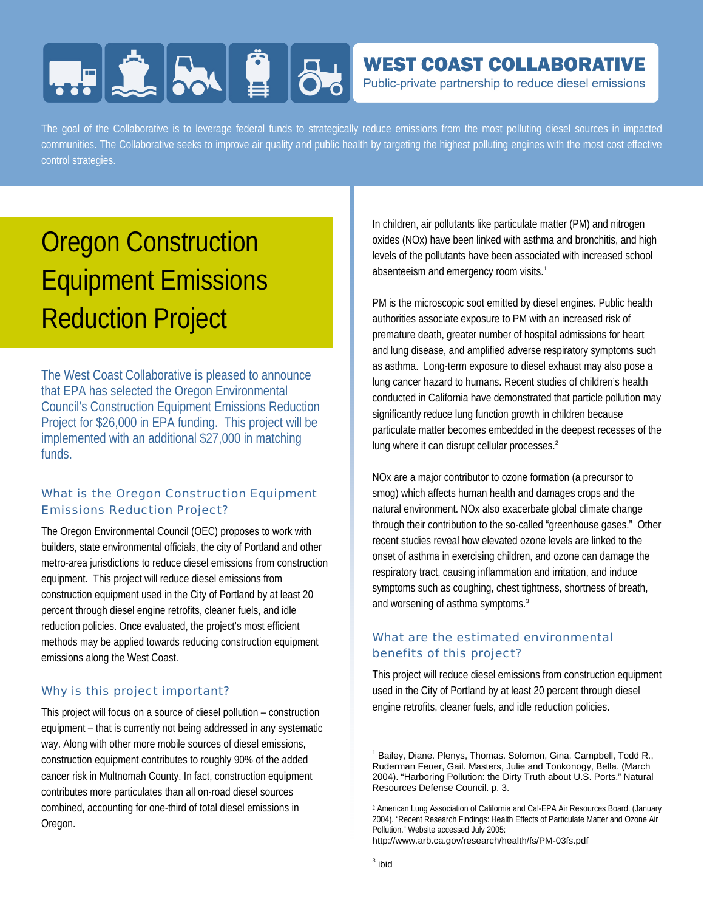**WEST COAST COLLABORATIVE**
Public-private partnership to reduce diesel emissions

The goal of the Collaborative is to leverage federal funds to strategically reduce emissions from the most polluting diesel sources in impacted communities. The Collaborative seeks to improve air quality and public health by targeting the highest polluting engines with the most cost effective control strategies.

# Oregon Construction Equipment Emissions Reduction Project

The West Coast Collaborative is pleased to announce that EPA has selected the Oregon Environmental Council's Construction Equipment Emissions Reduction Project for $26,000 in EPA funding. This project will be implemented with an additional $27,000 in matching funds.

## What is the Oregon Construction Equipment Emissions Reduction Project?

The Oregon Environmental Council (OEC) proposes to work with builders, state environmental officials, the city of Portland and other metro-area jurisdictions to reduce diesel emissions from construction equipment. This project will reduce diesel emissions from construction equipment used in the City of Portland by at least 20 percent through diesel engine retrofits, cleaner fuels, and idle reduction policies. Once evaluated, the project's most efficient methods may be applied towards reducing construction equipment emissions along the West Coast.

## Why is this project important?

This project will focus on a source of diesel pollution – construction equipment – that is currently not being addressed in any systematic way. Along with other more mobile sources of diesel emissions, construction equipment contributes to roughly 90% of the added cancer risk in Multnomah County. In fact, construction equipment contributes more particulates than all on-road diesel sources combined, accounting for one-third of total diesel emissions in Oregon.

In children, air pollutants like particulate matter (PM) and nitrogen oxides (NOx) have been linked with asthma and bronchitis, and high levels of the pollutants have been associated with increased school absenteeism and emergency room visits.[1]

PM is the microscopic soot emitted by diesel engines. Public health authorities associate exposure to PM with an increased risk of premature death, greater number of hospital admissions for heart and lung disease, and amplified adverse respiratory symptoms such as asthma. Long-term exposure to diesel exhaust may also pose a lung cancer hazard to humans. Recent studies of children's health conducted in California have demonstrated that particle pollution may significantly reduce lung function growth in children because particulate matter becomes embedded in the deepest recesses of the lung where it can disrupt cellular processes.[2]

NOx are a major contributor to ozone formation (a precursor to smog) which affects human health and damages crops and the natural environment. NOx also exacerbate global climate change through their contribution to the so-called "greenhouse gases." Other recent studies reveal how elevated ozone levels are linked to the onset of asthma in exercising children, and ozone can damage the respiratory tract, causing inflammation and irritation, and induce symptoms such as coughing, chest tightness, shortness of breath, and worsening of asthma symptoms.[3]

## What are the estimated environmental benefits of this project?

This project will reduce diesel emissions from construction equipment used in the City of Portland by at least 20 percent through diesel engine retrofits, cleaner fuels, and idle reduction policies.

---

[1] Bailey, Diane. Plenys, Thomas. Solomon, Gina. Campbell, Todd R., Ruderman Feuer, Gail. Masters, Julie and Tonkonogy, Bella. (March 2004). "Harboring Pollution: the Dirty Truth about U.S. Ports." Natural Resources Defense Council. p. 3.

[2] American Lung Association of California and Cal-EPA Air Resources Board. (January 2004). "Recent Research Findings: Health Effects of Particulate Matter and Ozone Air Pollution." Website accessed July 2005: http://www.arb.ca.gov/research/health/fs/PM-03fs.pdf

[3] ibid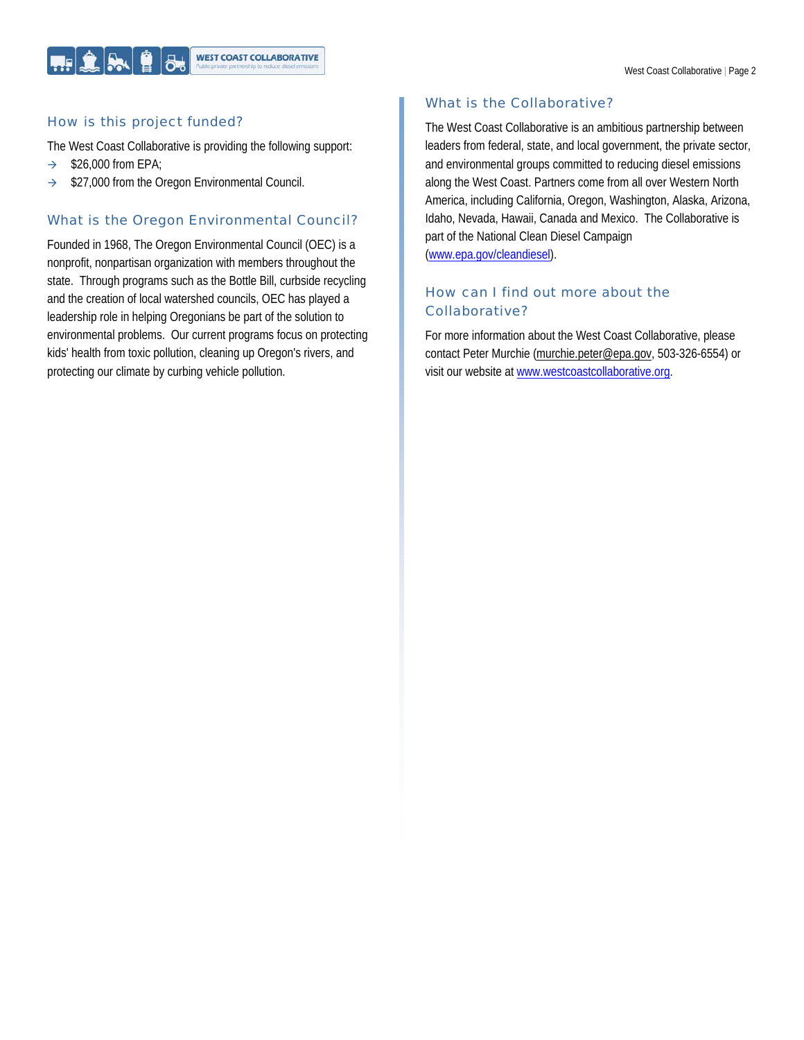## How is this project funded?

The West Coast Collaborative is providing the following support:

- $26,000 from EPA;
- $27,000 from the Oregon Environmental Council.

## What is the Oregon Environmental Council?

Founded in 1968, The Oregon Environmental Council (OEC) is a nonprofit, nonpartisan organization with members throughout the state. Through programs such as the Bottle Bill, curbside recycling and the creation of local watershed councils, OEC has played a leadership role in helping Oregonians be part of the solution to environmental problems. Our current programs focus on protecting kids' health from toxic pollution, cleaning up Oregon's rivers, and protecting our climate by curbing vehicle pollution.

## What is the Collaborative?

The West Coast Collaborative is an ambitious partnership between leaders from federal, state, and local government, the private sector, and environmental groups committed to reducing diesel emissions along the West Coast. Partners come from all over Western North America, including California, Oregon, Washington, Alaska, Arizona, Idaho, Nevada, Hawaii, Canada and Mexico. The Collaborative is part of the National Clean Diesel Campaign (www.epa.gov/cleandiesel).

## How can I find out more about the Collaborative?

For more information about the West Coast Collaborative, please contact Peter Murchie (murchie.peter@epa.gov, 503-326-6554) or visit our website at www.westcoastcollaborative.org.